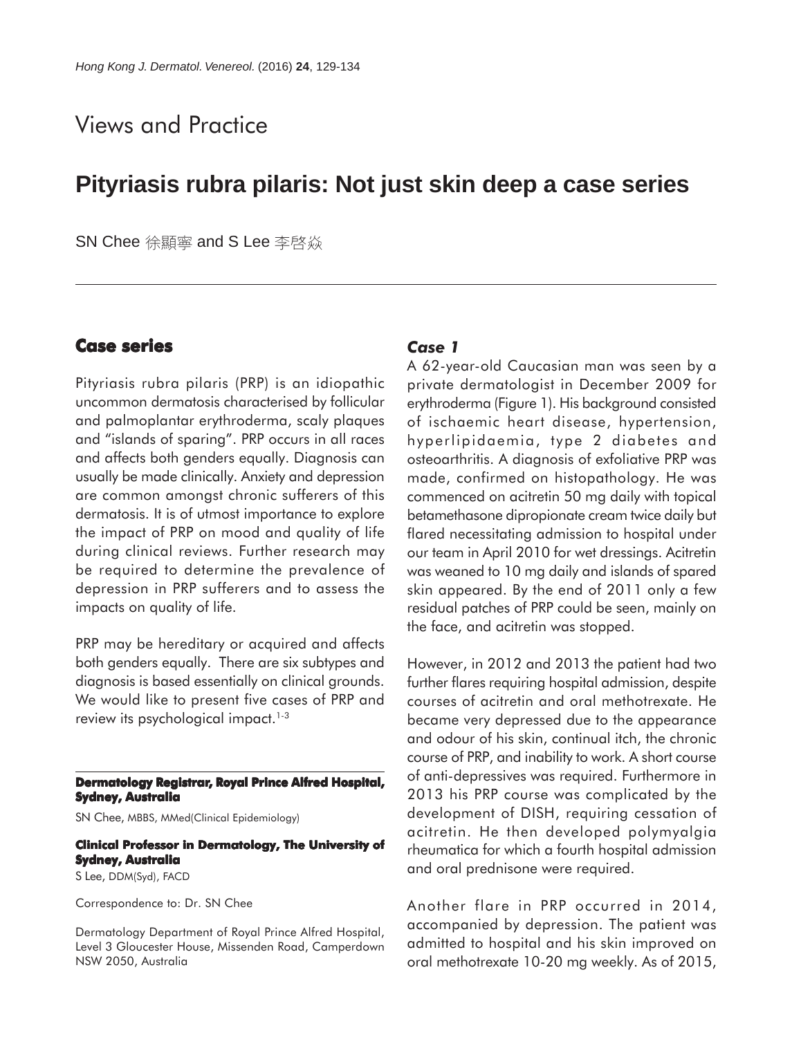## Views and Practice

# Pityriasis rubra pilaris: Not just skin deep a case series

SN Chee 徐顯寧 and S Lee 李啓焱

## Case series

Pityriasis rubra pilaris (PRP) is an idiopathic uncommon dermatosis characterised by follicular and palmoplantar erythroderma, scaly plaques and "islands of sparing". PRP occurs in all races and affects both genders equally. Diagnosis can usually be made clinically. Anxiety and depression are common amongst chronic sufferers of this dermatosis. It is of utmost importance to explore the impact of PRP on mood and quality of life during clinical reviews. Further research may be required to determine the prevalence of depression in PRP sufferers and to assess the impacts on quality of life.

PRP may be hereditary or acquired and affects both genders equally. There are six subtypes and diagnosis is based essentially on clinical grounds. We would like to present five cases of PRP and review its psychological impact.[1-3]

**Dermatology Registrar, Royal Prince Alfred Hospital, Sydney, Australia**

SN Chee, MBBS, MMed(Clinical Epidemiology)

**Clinical Professor in Dermatology, The University of Sydney, Australia**

S Lee, DDM(Syd), FACD

Correspondence to: Dr. SN Chee

Dermatology Department of Royal Prince Alfred Hospital, Level 3 Gloucester House, Missenden Road, Camperdown NSW 2050, Australia

### *Case 1*

A 62-year-old Caucasian man was seen by a private dermatologist in December 2009 for erythroderma (Figure 1). His background consisted of ischaemic heart disease, hypertension, hyperlipidaemia, type 2 diabetes and osteoarthritis. A diagnosis of exfoliative PRP was made, confirmed on histopathology. He was commenced on acitretin 50 mg daily with topical betamethasone dipropionate cream twice daily but flared necessitating admission to hospital under our team in April 2010 for wet dressings. Acitretin was weaned to 10 mg daily and islands of spared skin appeared. By the end of 2011 only a few residual patches of PRP could be seen, mainly on the face, and acitretin was stopped.

However, in 2012 and 2013 the patient had two further flares requiring hospital admission, despite courses of acitretin and oral methotrexate. He became very depressed due to the appearance and odour of his skin, continual itch, the chronic course of PRP, and inability to work. A short course of anti-depressives was required. Furthermore in 2013 his PRP course was complicated by the development of DISH, requiring cessation of acitretin. He then developed polymyalgia rheumatica for which a fourth hospital admission and oral prednisone were required.

Another flare in PRP occurred in 2014, accompanied by depression. The patient was admitted to hospital and his skin improved on oral methotrexate 10-20 mg weekly. As of 2015,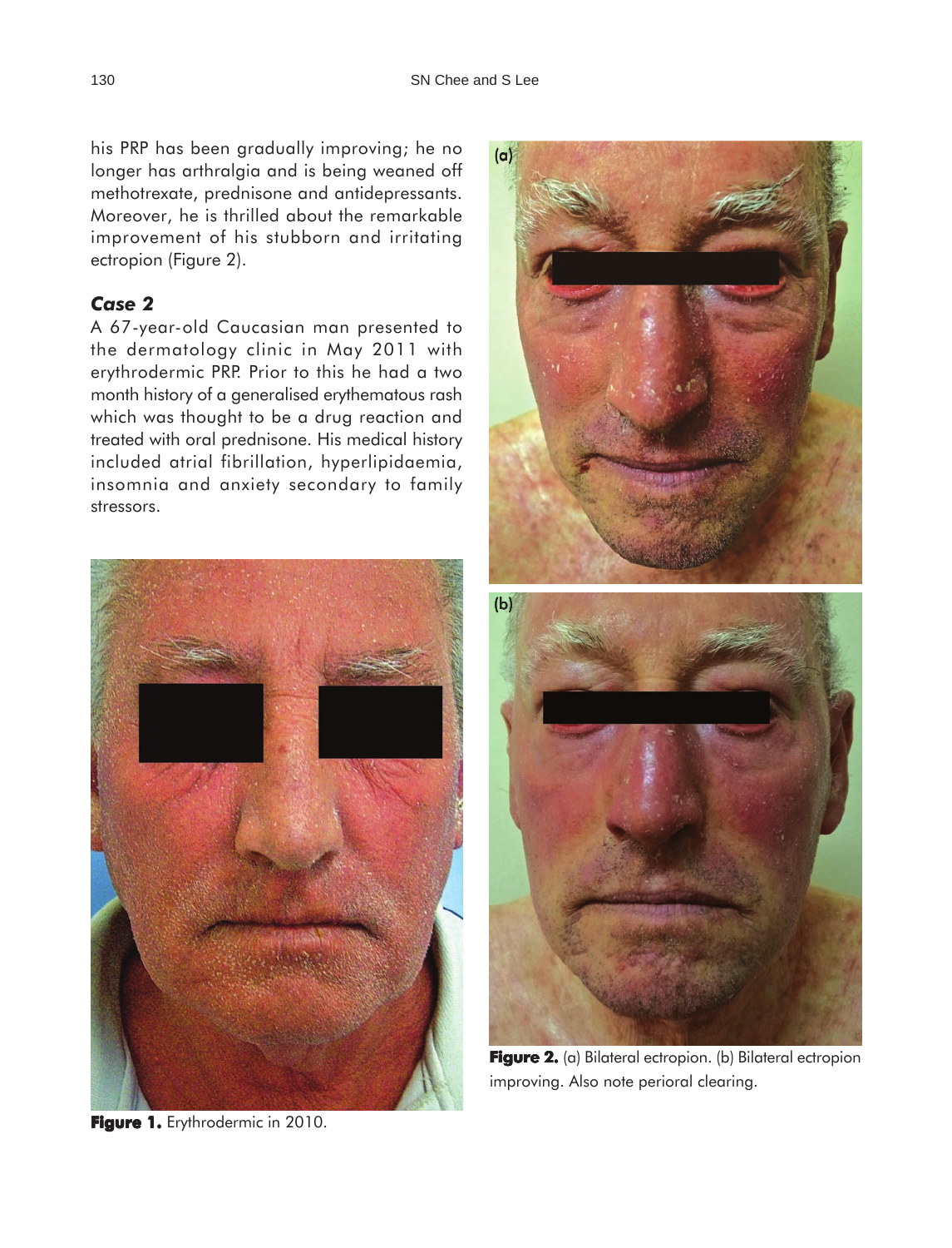his PRP has been gradually improving; he no longer has arthralgia and is being weaned off methotrexate, prednisone and antidepressants. Moreover, he is thrilled about the remarkable improvement of his stubborn and irritating ectropion (Figure 2).

### *Case 2*

A 67-year-old Caucasian man presented to the dermatology clinic in May 2011 with erythrodermic PRP. Prior to this he had a two month history of a generalised erythematous rash which was thought to be a drug reaction and treated with oral prednisone. His medical history included atrial fibrillation, hyperlipidaemia, insomnia and anxiety secondary to family stressors.

**Figure 1.** Erythrodermic in 2010.

**Figure 2.** (a) Bilateral ectropion. (b) Bilateral ectropion improving. Also note perioral clearing.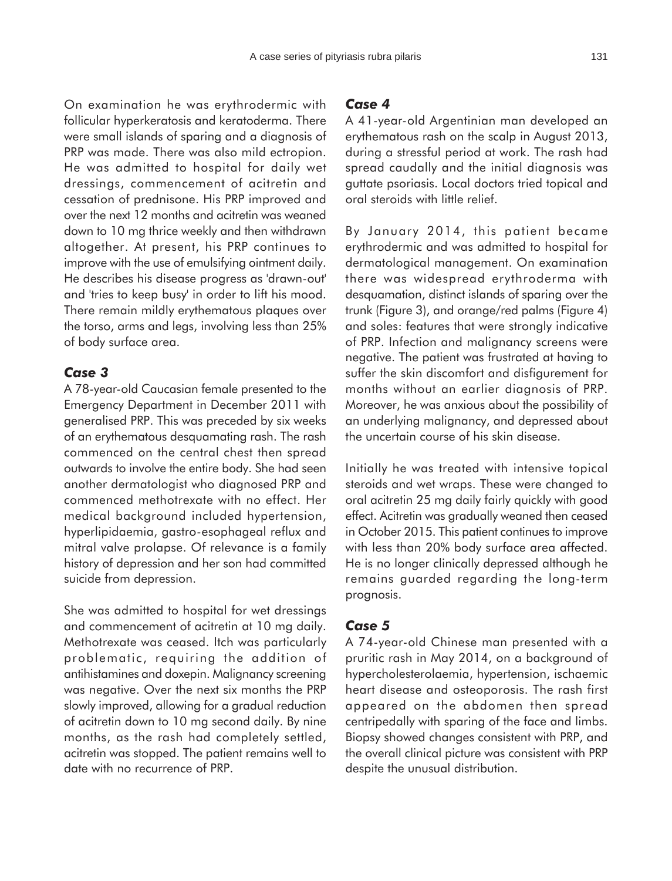On examination he was erythrodermic with follicular hyperkeratosis and keratoderma. There were small islands of sparing and a diagnosis of PRP was made. There was also mild ectropion. He was admitted to hospital for daily wet dressings, commencement of acitretin and cessation of prednisone. His PRP improved and over the next 12 months and acitretin was weaned down to 10 mg thrice weekly and then withdrawn altogether. At present, his PRP continues to improve with the use of emulsifying ointment daily. He describes his disease progress as 'drawn-out' and 'tries to keep busy' in order to lift his mood. There remain mildly erythematous plaques over the torso, arms and legs, involving less than 25% of body surface area.

### *Case 3*

A 78-year-old Caucasian female presented to the Emergency Department in December 2011 with generalised PRP. This was preceded by six weeks of an erythematous desquamating rash. The rash commenced on the central chest then spread outwards to involve the entire body. She had seen another dermatologist who diagnosed PRP and commenced methotrexate with no effect. Her medical background included hypertension, hyperlipidaemia, gastro-esophageal reflux and mitral valve prolapse. Of relevance is a family history of depression and her son had committed suicide from depression.

She was admitted to hospital for wet dressings and commencement of acitretin at 10 mg daily. Methotrexate was ceased. Itch was particularly problematic, requiring the addition of antihistamines and doxepin. Malignancy screening was negative. Over the next six months the PRP slowly improved, allowing for a gradual reduction of acitretin down to 10 mg second daily. By nine months, as the rash had completely settled, acitretin was stopped. The patient remains well to date with no recurrence of PRP.

### *Case 4*

A 41-year-old Argentinian man developed an erythematous rash on the scalp in August 2013, during a stressful period at work. The rash had spread caudally and the initial diagnosis was guttate psoriasis. Local doctors tried topical and oral steroids with little relief.

By January 2014, this patient became erythrodermic and was admitted to hospital for dermatological management. On examination there was widespread erythroderma with desquamation, distinct islands of sparing over the trunk (Figure 3), and orange/red palms (Figure 4) and soles: features that were strongly indicative of PRP. Infection and malignancy screens were negative. The patient was frustrated at having to suffer the skin discomfort and disfigurement for months without an earlier diagnosis of PRP. Moreover, he was anxious about the possibility of an underlying malignancy, and depressed about the uncertain course of his skin disease.

Initially he was treated with intensive topical steroids and wet wraps. These were changed to oral acitretin 25 mg daily fairly quickly with good effect. Acitretin was gradually weaned then ceased in October 2015. This patient continues to improve with less than 20% body surface area affected. He is no longer clinically depressed although he remains guarded regarding the long-term prognosis.

### *Case 5*

A 74-year-old Chinese man presented with a pruritic rash in May 2014, on a background of hypercholesterolaemia, hypertension, ischaemic heart disease and osteoporosis. The rash first appeared on the abdomen then spread centripedally with sparing of the face and limbs. Biopsy showed changes consistent with PRP, and the overall clinical picture was consistent with PRP despite the unusual distribution.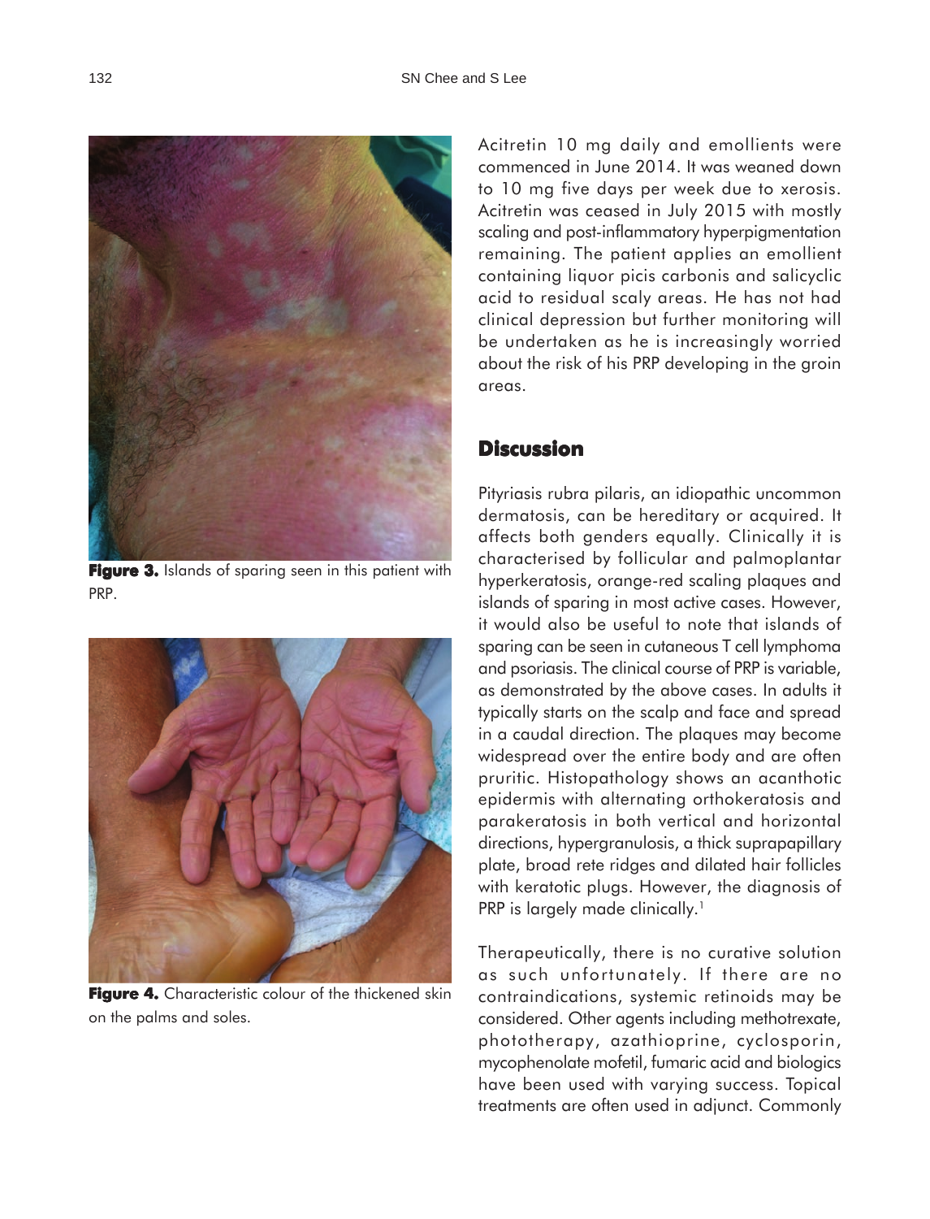Figure 3. Islands of sparing seen in this patient with PRP.

Figure 4. Characteristic colour of the thickened skin on the palms and soles.

Acitretin 10 mg daily and emollients were commenced in June 2014. It was weaned down to 10 mg five days per week due to xerosis. Acitretin was ceased in July 2015 with mostly scaling and post-inflammatory hyperpigmentation remaining. The patient applies an emollient containing liquor picis carbonis and salicyclic acid to residual scaly areas. He has not had clinical depression but further monitoring will be undertaken as he is increasingly worried about the risk of his PRP developing in the groin areas.

## Discussion

Pityriasis rubra pilaris, an idiopathic uncommon dermatosis, can be hereditary or acquired. It affects both genders equally. Clinically it is characterised by follicular and palmoplantar hyperkeratosis, orange-red scaling plaques and islands of sparing in most active cases. However, it would also be useful to note that islands of sparing can be seen in cutaneous T cell lymphoma and psoriasis. The clinical course of PRP is variable, as demonstrated by the above cases. In adults it typically starts on the scalp and face and spread in a caudal direction. The plaques may become widespread over the entire body and are often pruritic. Histopathology shows an acanthotic epidermis with alternating orthokeratosis and parakeratosis in both vertical and horizontal directions, hypergranulosis, a thick suprapapillary plate, broad rete ridges and dilated hair follicles with keratotic plugs. However, the diagnosis of PRP is largely made clinically.[1]

Therapeutically, there is no curative solution as such unfortunately. If there are no contraindications, systemic retinoids may be considered. Other agents including methotrexate, phototherapy, azathioprine, cyclosporin, mycophenolate mofetil, fumaric acid and biologics have been used with varying success. Topical treatments are often used in adjunct. Commonly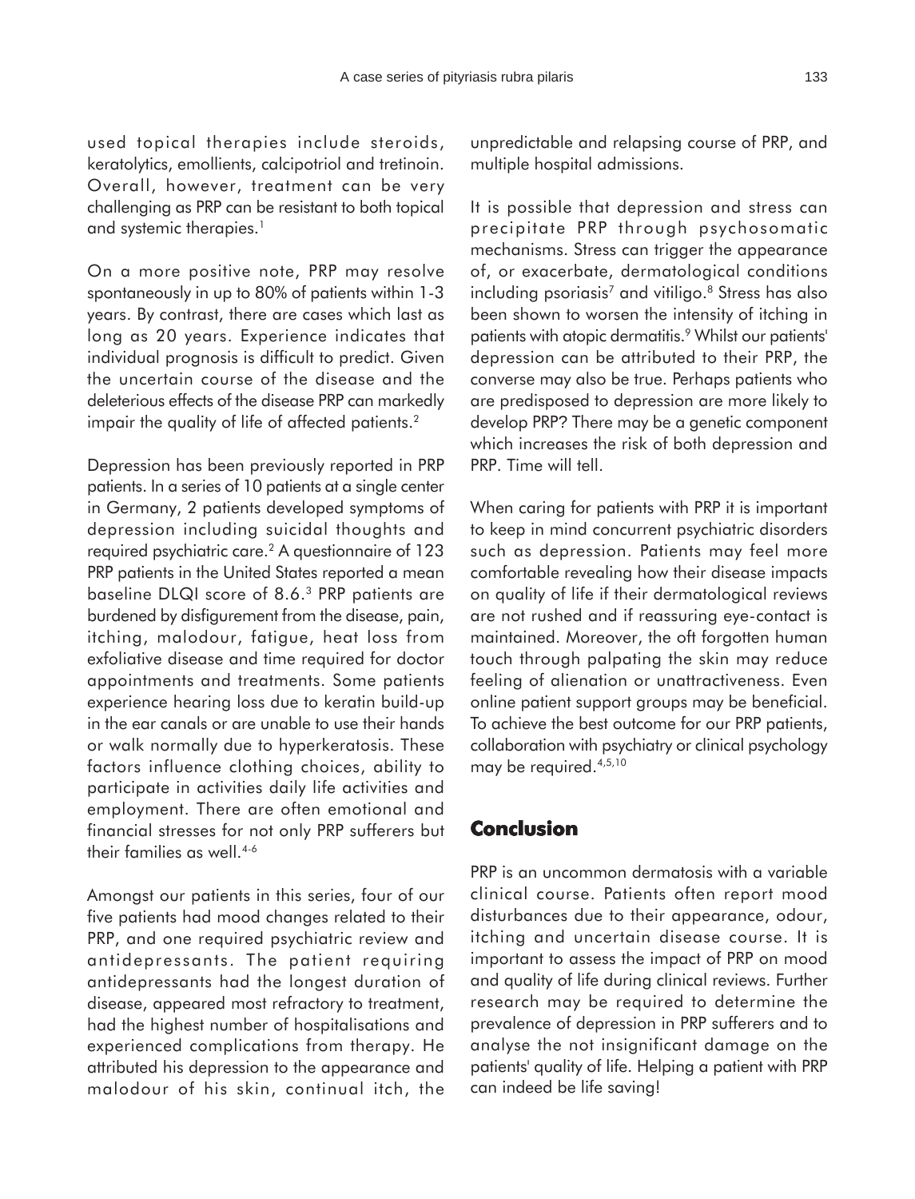used topical therapies include steroids, keratolytics, emollients, calcipotriol and tretinoin. Overall, however, treatment can be very challenging as PRP can be resistant to both topical and systemic therapies.[1]

On a more positive note, PRP may resolve spontaneously in up to 80% of patients within 1-3 years. By contrast, there are cases which last as long as 20 years. Experience indicates that individual prognosis is difficult to predict. Given the uncertain course of the disease and the deleterious effects of the disease PRP can markedly impair the quality of life of affected patients.[2]

Depression has been previously reported in PRP patients. In a series of 10 patients at a single center in Germany, 2 patients developed symptoms of depression including suicidal thoughts and required psychiatric care.[2] A questionnaire of 123 PRP patients in the United States reported a mean baseline DLQI score of 8.6.[3] PRP patients are burdened by disfigurement from the disease, pain, itching, malodour, fatigue, heat loss from exfoliative disease and time required for doctor appointments and treatments. Some patients experience hearing loss due to keratin build-up in the ear canals or are unable to use their hands or walk normally due to hyperkeratosis. These factors influence clothing choices, ability to participate in activities daily life activities and employment. There are often emotional and financial stresses for not only PRP sufferers but their families as well.[4-6]

Amongst our patients in this series, four of our five patients had mood changes related to their PRP, and one required psychiatric review and antidepressants. The patient requiring antidepressants had the longest duration of disease, appeared most refractory to treatment, had the highest number of hospitalisations and experienced complications from therapy. He attributed his depression to the appearance and malodour of his skin, continual itch, the unpredictable and relapsing course of PRP, and multiple hospital admissions.

It is possible that depression and stress can precipitate PRP through psychosomatic mechanisms. Stress can trigger the appearance of, or exacerbate, dermatological conditions including psoriasis[7] and vitiligo.[8] Stress has also been shown to worsen the intensity of itching in patients with atopic dermatitis.[9] Whilst our patients' depression can be attributed to their PRP, the converse may also be true. Perhaps patients who are predisposed to depression are more likely to develop PRP? There may be a genetic component which increases the risk of both depression and PRP. Time will tell.

When caring for patients with PRP it is important to keep in mind concurrent psychiatric disorders such as depression. Patients may feel more comfortable revealing how their disease impacts on quality of life if their dermatological reviews are not rushed and if reassuring eye-contact is maintained. Moreover, the oft forgotten human touch through palpating the skin may reduce feeling of alienation or unattractiveness. Even online patient support groups may be beneficial. To achieve the best outcome for our PRP patients, collaboration with psychiatry or clinical psychology may be required.[4,5,10]

## Conclusion

PRP is an uncommon dermatosis with a variable clinical course. Patients often report mood disturbances due to their appearance, odour, itching and uncertain disease course. It is important to assess the impact of PRP on mood and quality of life during clinical reviews. Further research may be required to determine the prevalence of depression in PRP sufferers and to analyse the not insignificant damage on the patients' quality of life. Helping a patient with PRP can indeed be life saving!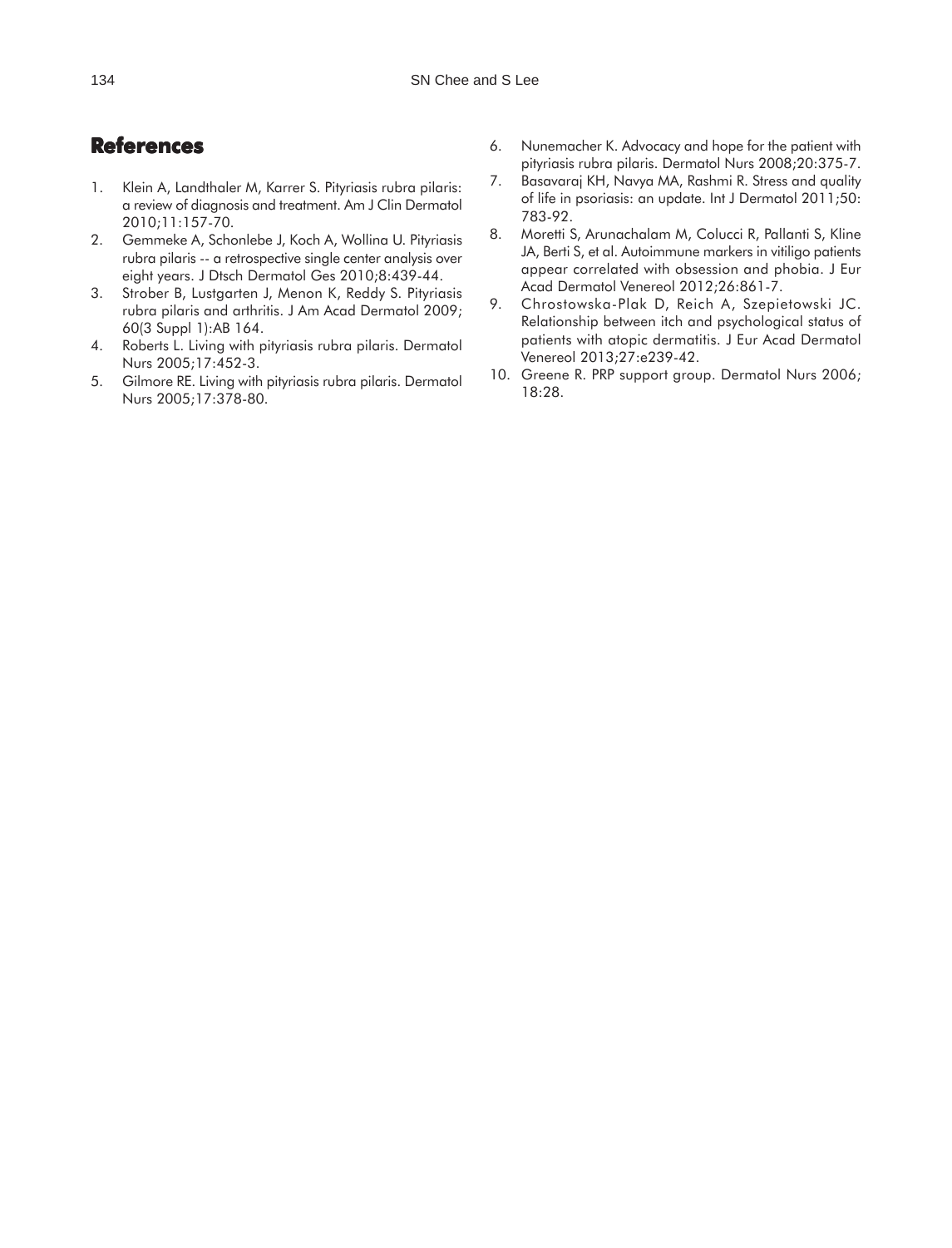## References

1. Klein A, Landthaler M, Karrer S. Pityriasis rubra pilaris: a review of diagnosis and treatment. Am J Clin Dermatol 2010;11:157-70.
2. Gemmeke A, Schonlebe J, Koch A, Wollina U. Pityriasis rubra pilaris -- a retrospective single center analysis over eight years. J Dtsch Dermatol Ges 2010;8:439-44.
3. Strober B, Lustgarten J, Menon K, Reddy S. Pityriasis rubra pilaris and arthritis. J Am Acad Dermatol 2009; 60(3 Suppl 1):AB 164.
4. Roberts L. Living with pityriasis rubra pilaris. Dermatol Nurs 2005;17:452-3.
5. Gilmore RE. Living with pityriasis rubra pilaris. Dermatol Nurs 2005;17:378-80.
6. Nunemacher K. Advocacy and hope for the patient with pityriasis rubra pilaris. Dermatol Nurs 2008;20:375-7.
7. Basavaraj KH, Navya MA, Rashmi R. Stress and quality of life in psoriasis: an update. Int J Dermatol 2011;50: 783-92.
8. Moretti S, Arunachalam M, Colucci R, Pallanti S, Kline JA, Berti S, et al. Autoimmune markers in vitiligo patients appear correlated with obsession and phobia. J Eur Acad Dermatol Venereol 2012;26:861-7.
9. Chrostowska-Plak D, Reich A, Szepietowski JC. Relationship between itch and psychological status of patients with atopic dermatitis. J Eur Acad Dermatol Venereol 2013;27:e239-42.
10. Greene R. PRP support group. Dermatol Nurs 2006; 18:28.